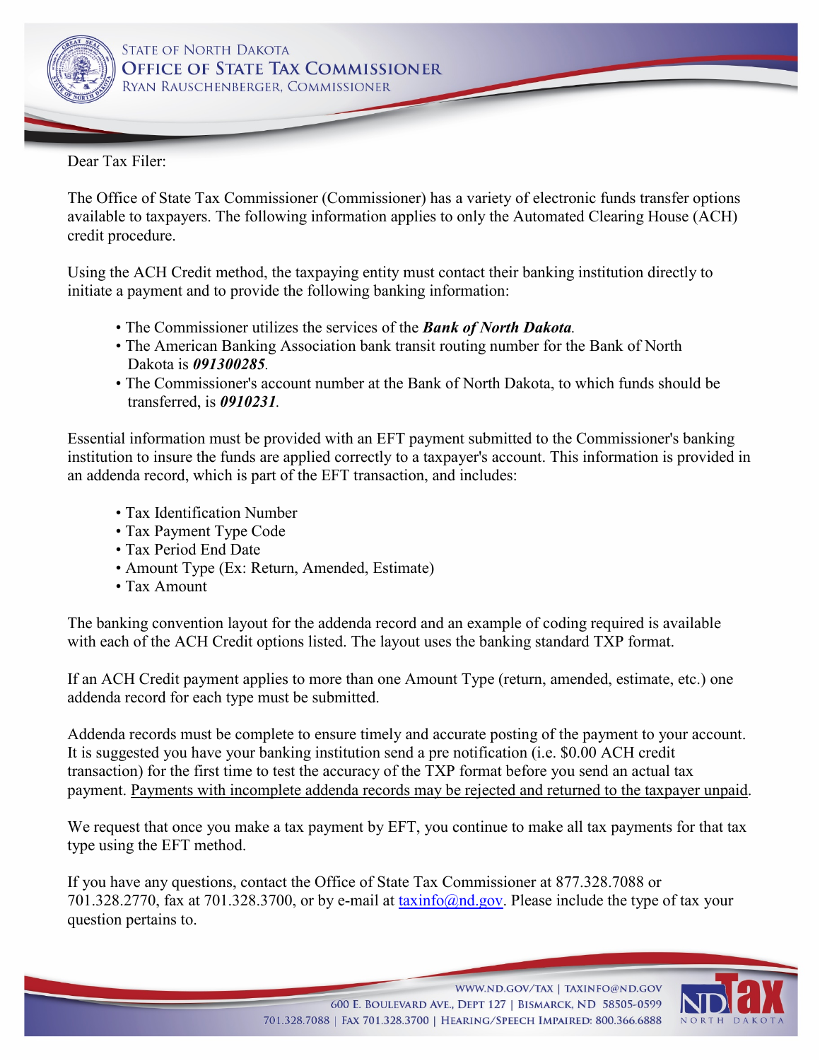STATE OF NORTH DAKOTA
OFFICE OF STATE TAX COMMISSIONER
RYAN RAUSCHENBERGER, COMMISSIONER

Dear Tax Filer:

The Office of State Tax Commissioner (Commissioner) has a variety of electronic funds transfer options available to taxpayers. The following information applies to only the Automated Clearing House (ACH) credit procedure.

Using the ACH Credit method, the taxpaying entity must contact their banking institution directly to initiate a payment and to provide the following banking information:

- The Commissioner utilizes the services of the ***Bank of North Dakota***.
- The American Banking Association bank transit routing number for the Bank of North Dakota is ***091300285***.
- The Commissioner's account number at the Bank of North Dakota, to which funds should be transferred, is ***0910231***.

Essential information must be provided with an EFT payment submitted to the Commissioner's banking institution to insure the funds are applied correctly to a taxpayer's account. This information is provided in an addenda record, which is part of the EFT transaction, and includes:

- Tax Identification Number
- Tax Payment Type Code
- Tax Period End Date
- Amount Type (Ex: Return, Amended, Estimate)
- Tax Amount

The banking convention layout for the addenda record and an example of coding required is available with each of the ACH Credit options listed. The layout uses the banking standard TXP format.

If an ACH Credit payment applies to more than one Amount Type (return, amended, estimate, etc.) one addenda record for each type must be submitted.

Addenda records must be complete to ensure timely and accurate posting of the payment to your account. It is suggested you have your banking institution send a pre notification (i.e. $0.00 ACH credit transaction) for the first time to test the accuracy of the TXP format before you send an actual tax payment. <u>Payments with incomplete addenda records may be rejected and returned to the taxpayer unpaid</u>.

We request that once you make a tax payment by EFT, you continue to make all tax payments for that tax type using the EFT method.

If you have any questions, contact the Office of State Tax Commissioner at 877.328.7088 or 701.328.2770, fax at 701.328.3700, or by e-mail at taxinfo@nd.gov. Please include the type of tax your question pertains to.

WWW.ND.GOV/TAX | TAXINFO@ND.GOV
600 E. BOULEVARD AVE., DEPT 127 | BISMARCK, ND 58505-0599
701.328.7088 | FAX 701.328.3700 | HEARING/SPEECH IMPAIRED: 800.366.6888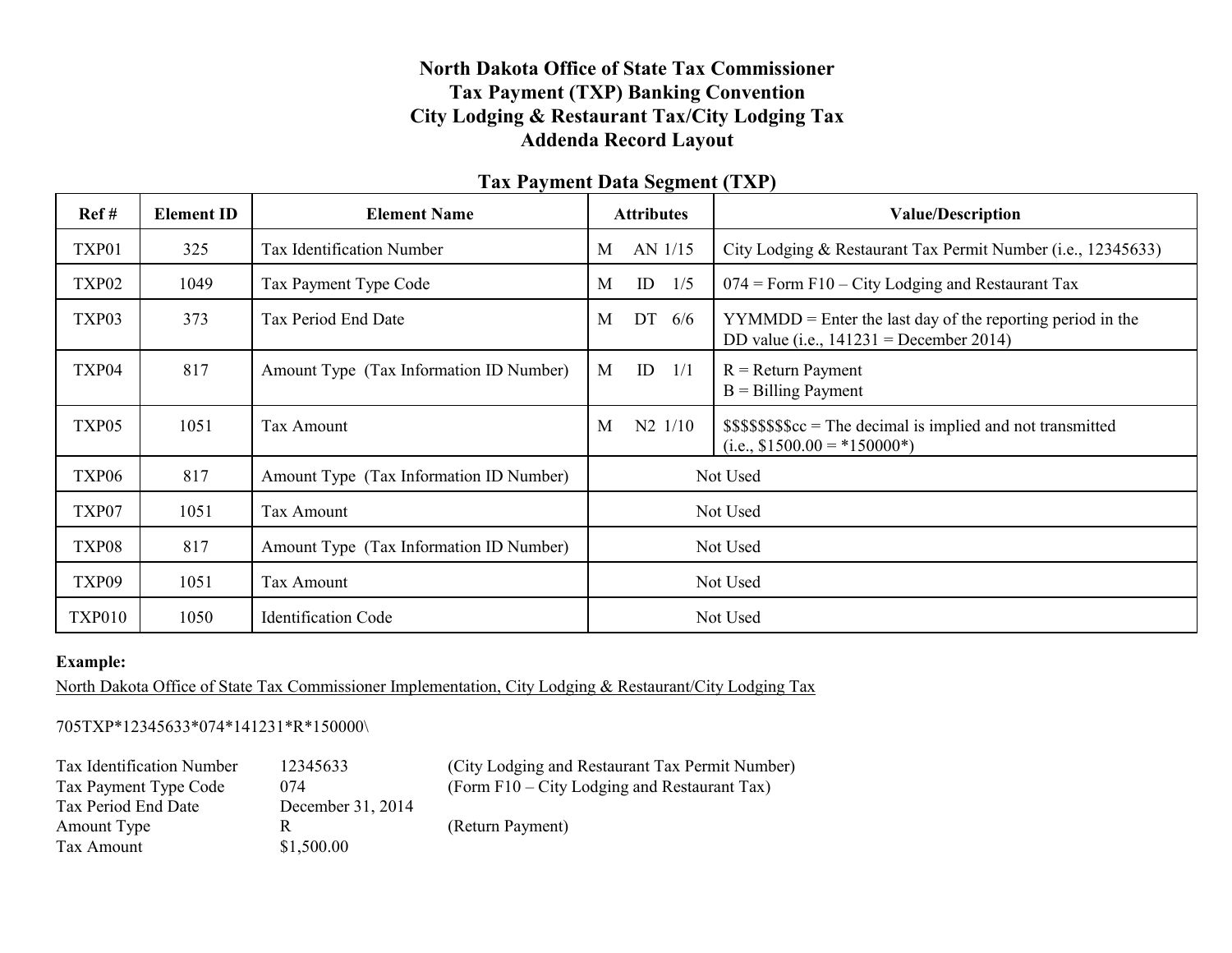# North Dakota Office of State Tax Commissioner
# Tax Payment (TXP) Banking Convention
# City Lodging & Restaurant Tax/City Lodging Tax
# Addenda Record Layout

## Tax Payment Data Segment (TXP)

| Ref # | Element ID | Element Name | Attributes | Value/Description |
|---|---|---|---|---|
| TXP01 | 325 | Tax Identification Number | M AN 1/15 | City Lodging & Restaurant Tax Permit Number (i.e., 12345633) |
| TXP02 | 1049 | Tax Payment Type Code | M ID 1/5 | 074 = Form F10 – City Lodging and Restaurant Tax |
| TXP03 | 373 | Tax Period End Date | M DT 6/6 | YYMMDD = Enter the last day of the reporting period in the DD value (i.e., 141231 = December 2014) |
| TXP04 | 817 | Amount Type (Tax Information ID Number) | M ID 1/1 | R = Return Payment<br>B = Billing Payment |
| TXP05 | 1051 | Tax Amount | M N2 1/10 | $$$$$$$$cc = The decimal is implied and not transmitted (i.e., $1500.00 = *150000*) |
| TXP06 | 817 | Amount Type (Tax Information ID Number) | Not Used | |
| TXP07 | 1051 | Tax Amount | Not Used | |
| TXP08 | 817 | Amount Type (Tax Information ID Number) | Not Used | |
| TXP09 | 1051 | Tax Amount | Not Used | |
| TXP010 | 1050 | Identification Code | Not Used | |

**Example:**

North Dakota Office of State Tax Commissioner Implementation, City Lodging & Restaurant/City Lodging Tax

705TXP*12345633*074*141231*R*150000\

| | | |
|---|---|---|
| Tax Identification Number | 12345633 | (City Lodging and Restaurant Tax Permit Number) |
| Tax Payment Type Code | 074 | (Form F10 – City Lodging and Restaurant Tax) |
| Tax Period End Date | December 31, 2014 | |
| Amount Type | R | (Return Payment) |
| Tax Amount | $1,500.00 | |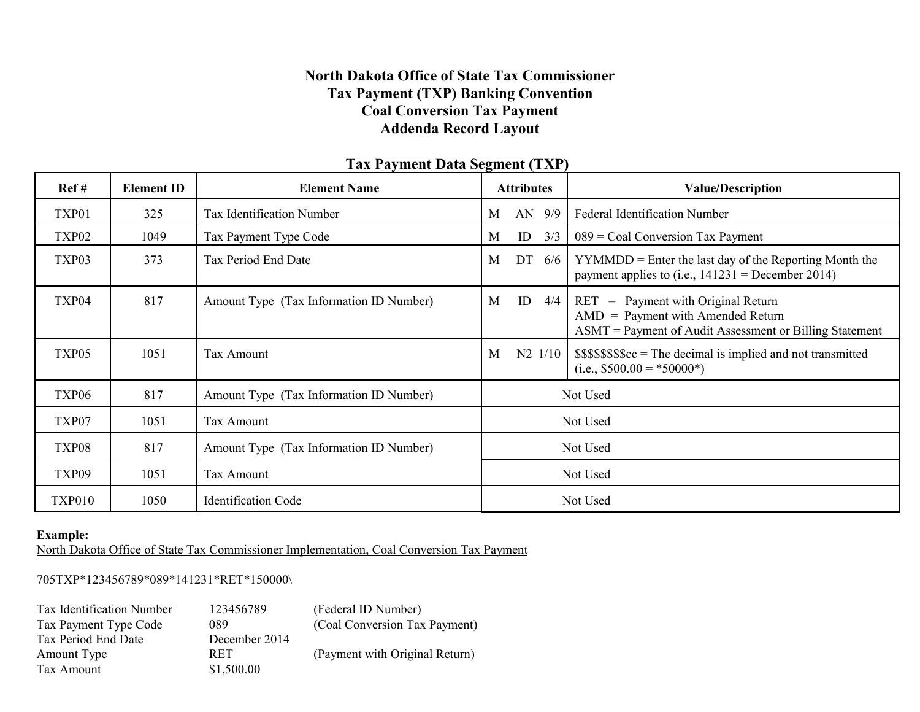# North Dakota Office of State Tax Commissioner
# Tax Payment (TXP) Banking Convention
# Coal Conversion Tax Payment
# Addenda Record Layout

## Tax Payment Data Segment (TXP)

| Ref # | Element ID | Element Name | Attributes | Value/Description |
|---|---|---|---|---|
| TXP01 | 325 | Tax Identification Number | M AN 9/9 | Federal Identification Number |
| TXP02 | 1049 | Tax Payment Type Code | M ID 3/3 | 089 = Coal Conversion Tax Payment |
| TXP03 | 373 | Tax Period End Date | M DT 6/6 | YYMMDD = Enter the last day of the Reporting Month the payment applies to (i.e., 141231 = December 2014) |
| TXP04 | 817 | Amount Type (Tax Information ID Number) | M ID 4/4 | RET = Payment with Original Return<br>AMD = Payment with Amended Return<br>ASMT = Payment of Audit Assessment or Billing Statement |
| TXP05 | 1051 | Tax Amount | M N2 1/10 | $$$$$$$$cc = The decimal is implied and not transmitted (i.e., $500.00 = *50000*) |
| TXP06 | 817 | Amount Type (Tax Information ID Number) | Not Used | |
| TXP07 | 1051 | Tax Amount | Not Used | |
| TXP08 | 817 | Amount Type (Tax Information ID Number) | Not Used | |
| TXP09 | 1051 | Tax Amount | Not Used | |
| TXP010 | 1050 | Identification Code | Not Used | |

**Example:**
North Dakota Office of State Tax Commissioner Implementation, Coal Conversion Tax Payment

705TXP*123456789*089*141231*RET*150000\

| | | |
|---|---|---|
| Tax Identification Number | 123456789 | (Federal ID Number) |
| Tax Payment Type Code | 089 | (Coal Conversion Tax Payment) |
| Tax Period End Date | December 2014 | |
| Amount Type | RET | (Payment with Original Return) |
| Tax Amount | $1,500.00 | |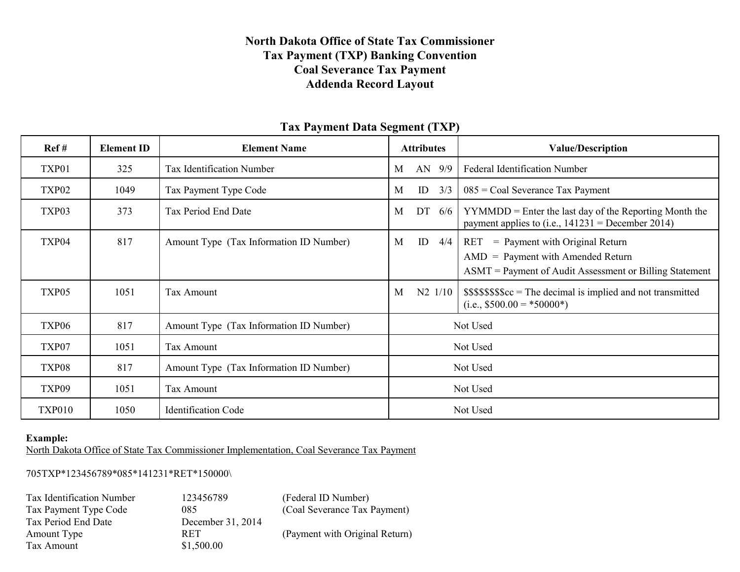# North Dakota Office of State Tax Commissioner
# Tax Payment (TXP) Banking Convention
# Coal Severance Tax Payment
# Addenda Record Layout

## Tax Payment Data Segment (TXP)

| Ref # | Element ID | Element Name | Attributes | Value/Description |
|---|---|---|---|---|
| TXP01 | 325 | Tax Identification Number | M AN 9/9 | Federal Identification Number |
| TXP02 | 1049 | Tax Payment Type Code | M ID 3/3 | 085 = Coal Severance Tax Payment |
| TXP03 | 373 | Tax Period End Date | M DT 6/6 | YYMMDD = Enter the last day of the Reporting Month the payment applies to (i.e., 141231 = December 2014) |
| TXP04 | 817 | Amount Type (Tax Information ID Number) | M ID 4/4 | RET = Payment with Original Return<br>AMD = Payment with Amended Return<br>ASMT = Payment of Audit Assessment or Billing Statement |
| TXP05 | 1051 | Tax Amount | M N2 1/10 | $$$$$$$$cc = The decimal is implied and not transmitted (i.e., $500.00 = *50000*) |
| TXP06 | 817 | Amount Type (Tax Information ID Number) | Not Used | |
| TXP07 | 1051 | Tax Amount | Not Used | |
| TXP08 | 817 | Amount Type (Tax Information ID Number) | Not Used | |
| TXP09 | 1051 | Tax Amount | Not Used | |
| TXP010 | 1050 | Identification Code | Not Used | |

**Example:**
North Dakota Office of State Tax Commissioner Implementation, Coal Severance Tax Payment

705TXP*123456789*085*141231*RET*150000\

| | | |
|---|---|---|
| Tax Identification Number | 123456789 | (Federal ID Number) |
| Tax Payment Type Code | 085 | (Coal Severance Tax Payment) |
| Tax Period End Date | December 31, 2014 | |
| Amount Type | RET | (Payment with Original Return) |
| Tax Amount | $1,500.00 | |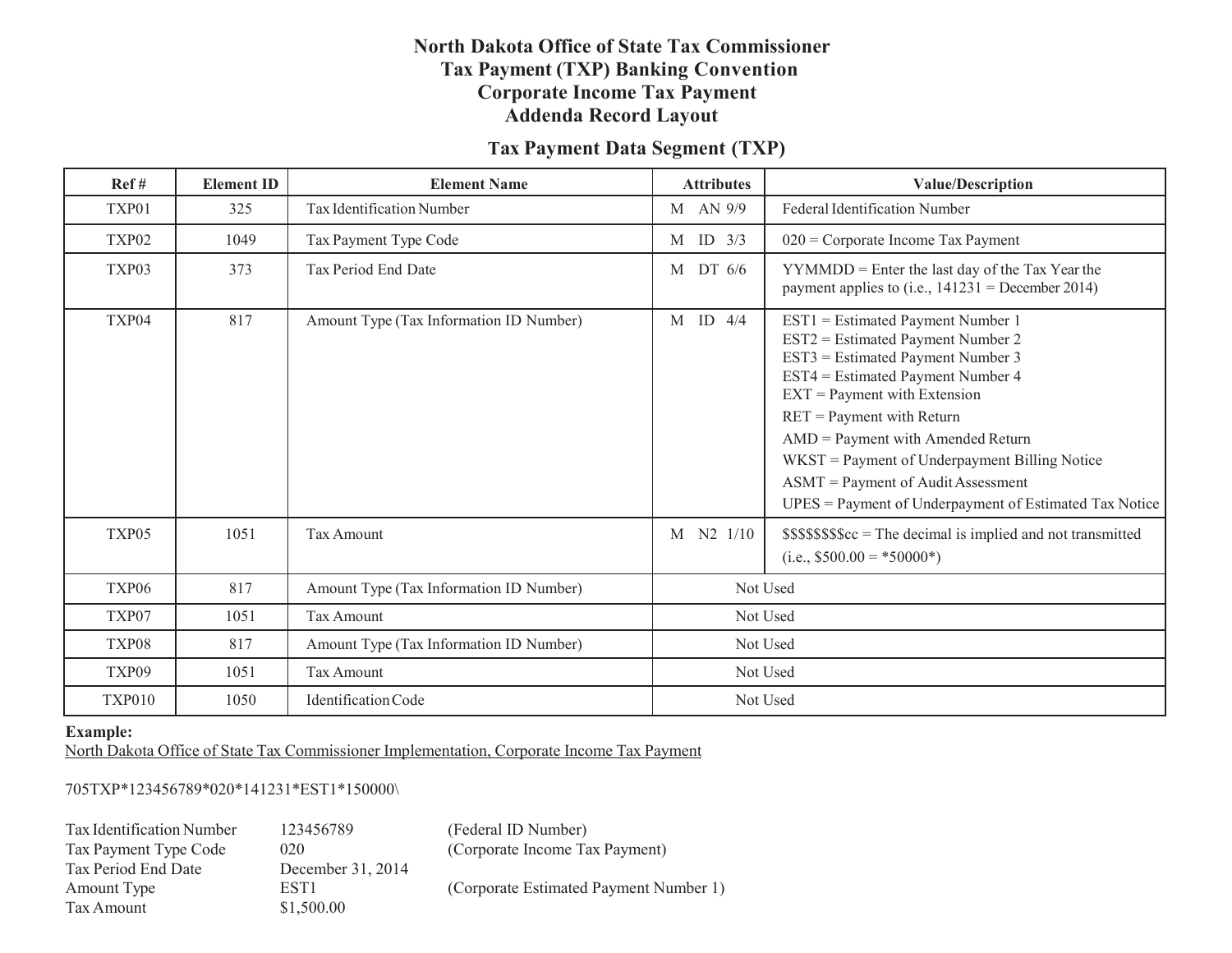# North Dakota Office of State Tax Commissioner
# Tax Payment (TXP) Banking Convention
# Corporate Income Tax Payment
# Addenda Record Layout

## Tax Payment Data Segment (TXP)

| Ref # | Element ID | Element Name | Attributes | Value/Description |
|---|---|---|---|---|
| TXP01 | 325 | Tax Identification Number | M AN 9/9 | Federal Identification Number |
| TXP02 | 1049 | Tax Payment Type Code | M ID 3/3 | 020 = Corporate Income Tax Payment |
| TXP03 | 373 | Tax Period End Date | M DT 6/6 | YYMMDD = Enter the last day of the Tax Year the payment applies to (i.e., 141231 = December 2014) |
| TXP04 | 817 | Amount Type (Tax Information ID Number) | M ID 4/4 | EST1 = Estimated Payment Number 1<br>EST2 = Estimated Payment Number 2<br>EST3 = Estimated Payment Number 3<br>EST4 = Estimated Payment Number 4<br>EXT = Payment with Extension<br>RET = Payment with Return<br>AMD = Payment with Amended Return<br>WKST = Payment of Underpayment Billing Notice<br>ASMT = Payment of Audit Assessment<br>UPES = Payment of Underpayment of Estimated Tax Notice |
| TXP05 | 1051 | Tax Amount | M N2 1/10 | $$$$$$$$cc = The decimal is implied and not transmitted (i.e., $500.00 = *50000*) |
| TXP06 | 817 | Amount Type (Tax Information ID Number) | Not Used | |
| TXP07 | 1051 | Tax Amount | Not Used | |
| TXP08 | 817 | Amount Type (Tax Information ID Number) | Not Used | |
| TXP09 | 1051 | Tax Amount | Not Used | |
| TXP010 | 1050 | Identification Code | Not Used | |

**Example:**

North Dakota Office of State Tax Commissioner Implementation, Corporate Income Tax Payment

705TXP*123456789*020*141231*EST1*150000\

| | | |
|---|---|---|
| Tax Identification Number | 123456789 | (Federal ID Number) |
| Tax Payment Type Code | 020 | (Corporate Income Tax Payment) |
| Tax Period End Date | December 31, 2014 | |
| Amount Type | EST1 | (Corporate Estimated Payment Number 1) |
| Tax Amount | $1,500.00 | |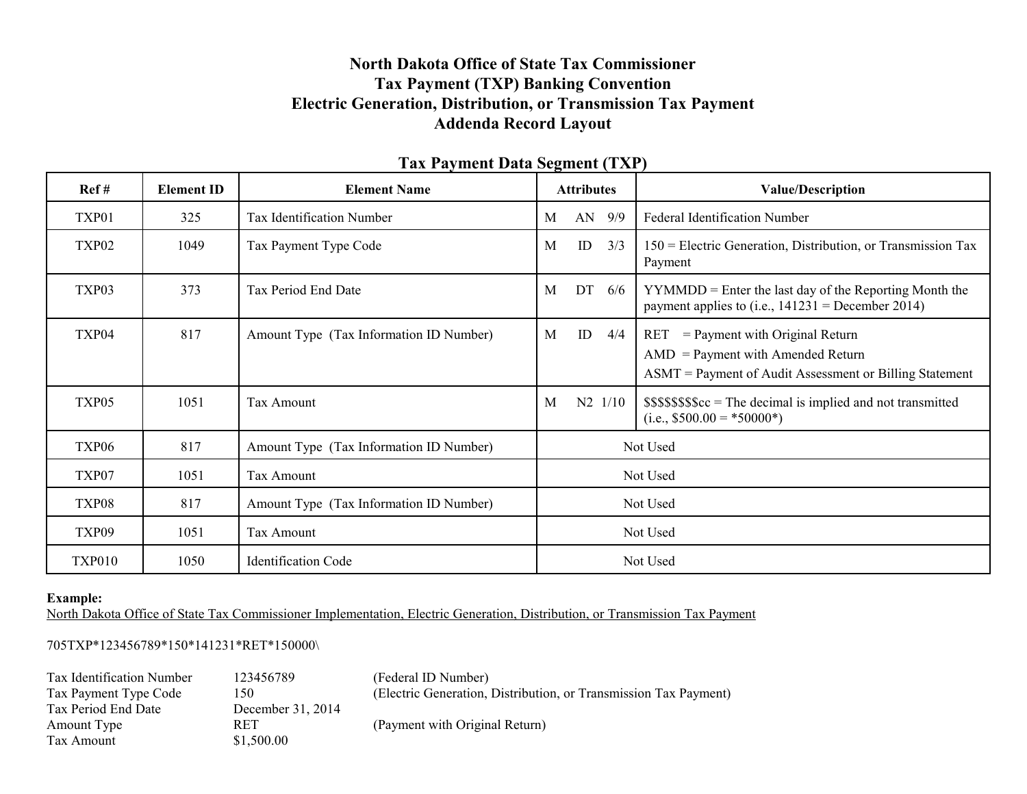# North Dakota Office of State Tax Commissioner
# Tax Payment (TXP) Banking Convention
# Electric Generation, Distribution, or Transmission Tax Payment
# Addenda Record Layout

## Tax Payment Data Segment (TXP)

| Ref # | Element ID | Element Name | Attributes | Value/Description |
|---|---|---|---|---|
| TXP01 | 325 | Tax Identification Number | M AN 9/9 | Federal Identification Number |
| TXP02 | 1049 | Tax Payment Type Code | M ID 3/3 | 150 = Electric Generation, Distribution, or Transmission Tax Payment |
| TXP03 | 373 | Tax Period End Date | M DT 6/6 | YYMMDD = Enter the last day of the Reporting Month the payment applies to (i.e., 141231 = December 2014) |
| TXP04 | 817 | Amount Type (Tax Information ID Number) | M ID 4/4 | RET = Payment with Original Return<br>AMD = Payment with Amended Return<br>ASMT = Payment of Audit Assessment or Billing Statement |
| TXP05 | 1051 | Tax Amount | M N2 1/10 | $$$$$$$$cc = The decimal is implied and not transmitted (i.e., $500.00 = *50000*) |
| TXP06 | 817 | Amount Type (Tax Information ID Number) | Not Used | |
| TXP07 | 1051 | Tax Amount | Not Used | |
| TXP08 | 817 | Amount Type (Tax Information ID Number) | Not Used | |
| TXP09 | 1051 | Tax Amount | Not Used | |
| TXP010 | 1050 | Identification Code | Not Used | |

**Example:**

North Dakota Office of State Tax Commissioner Implementation, Electric Generation, Distribution, or Transmission Tax Payment

705TXP*123456789*150*141231*RET*150000\

| | | |
|---|---|---|
| Tax Identification Number | 123456789 | (Federal ID Number) |
| Tax Payment Type Code | 150 | (Electric Generation, Distribution, or Transmission Tax Payment) |
| Tax Period End Date | December 31, 2014 | |
| Amount Type | RET | (Payment with Original Return) |
| Tax Amount | $1,500.00 | |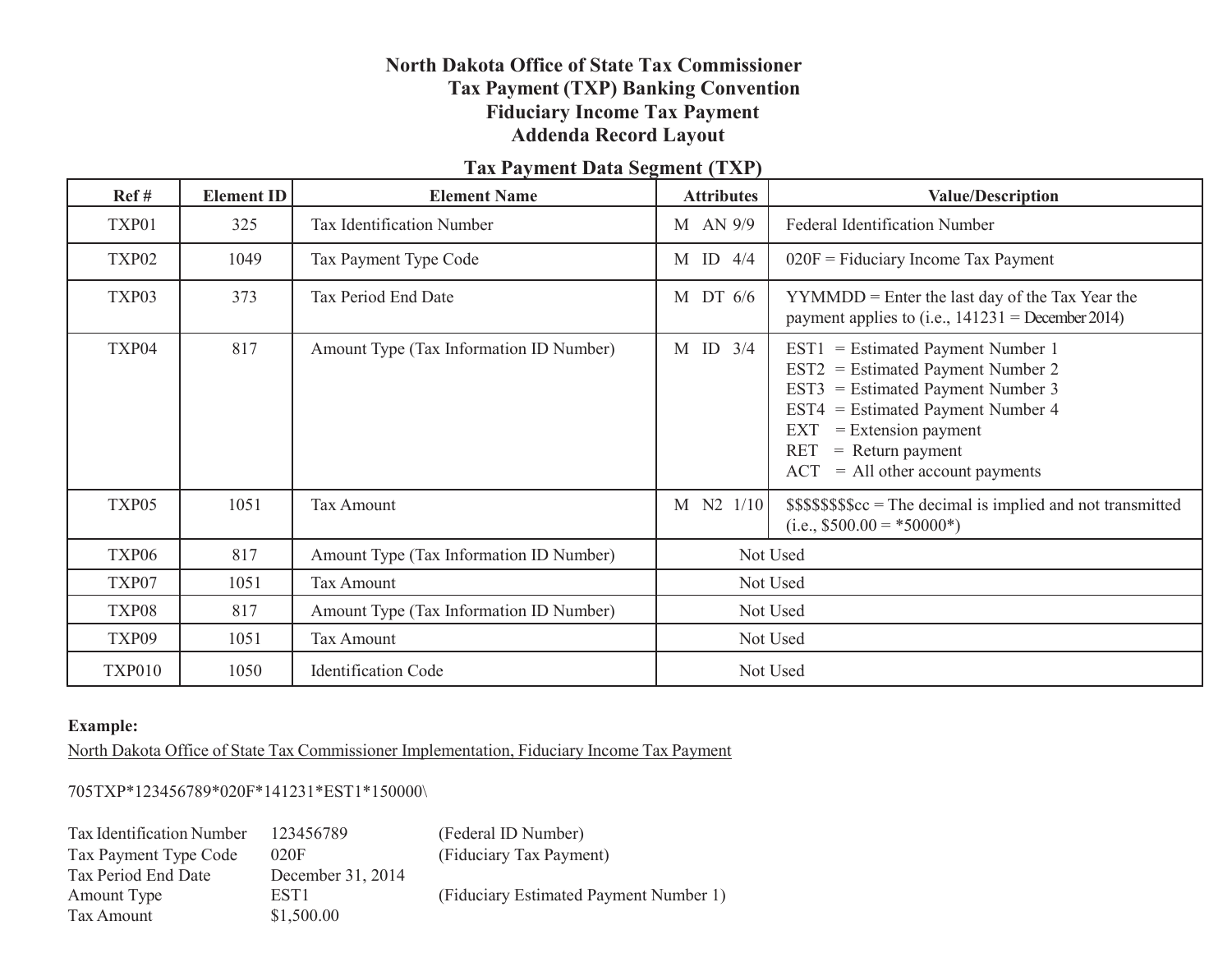# North Dakota Office of State Tax Commissioner
## Tax Payment (TXP) Banking Convention
## Fiduciary Income Tax Payment
## Addenda Record Layout

### Tax Payment Data Segment (TXP)

| Ref # | Element ID | Element Name | Attributes | Value/Description |
|---|---|---|---|---|
| TXP01 | 325 | Tax Identification Number | M AN 9/9 | Federal Identification Number |
| TXP02 | 1049 | Tax Payment Type Code | M ID 4/4 | 020F = Fiduciary Income Tax Payment |
| TXP03 | 373 | Tax Period End Date | M DT 6/6 | YYMMDD = Enter the last day of the Tax Year the payment applies to (i.e., 141231 = December 2014) |
| TXP04 | 817 | Amount Type (Tax Information ID Number) | M ID 3/4 | EST1 = Estimated Payment Number 1<br>EST2 = Estimated Payment Number 2<br>EST3 = Estimated Payment Number 3<br>EST4 = Estimated Payment Number 4<br>EXT = Extension payment<br>RET = Return payment<br>ACT = All other account payments |
| TXP05 | 1051 | Tax Amount | M N2 1/10 | $$$$$$$$cc = The decimal is implied and not transmitted (i.e., $500.00 = *50000*) |
| TXP06 | 817 | Amount Type (Tax Information ID Number) | Not Used | |
| TXP07 | 1051 | Tax Amount | Not Used | |
| TXP08 | 817 | Amount Type (Tax Information ID Number) | Not Used | |
| TXP09 | 1051 | Tax Amount | Not Used | |
| TXP010 | 1050 | Identification Code | Not Used | |

**Example:**

North Dakota Office of State Tax Commissioner Implementation, Fiduciary Income Tax Payment

705TXP*123456789*020F*141231*EST1*150000\

| | | |
|---|---|---|
| Tax Identification Number | 123456789 | (Federal ID Number) |
| Tax Payment Type Code | 020F | (Fiduciary Tax Payment) |
| Tax Period End Date | December 31, 2014 | |
| Amount Type | EST1 | (Fiduciary Estimated Payment Number 1) |
| Tax Amount | $1,500.00 | |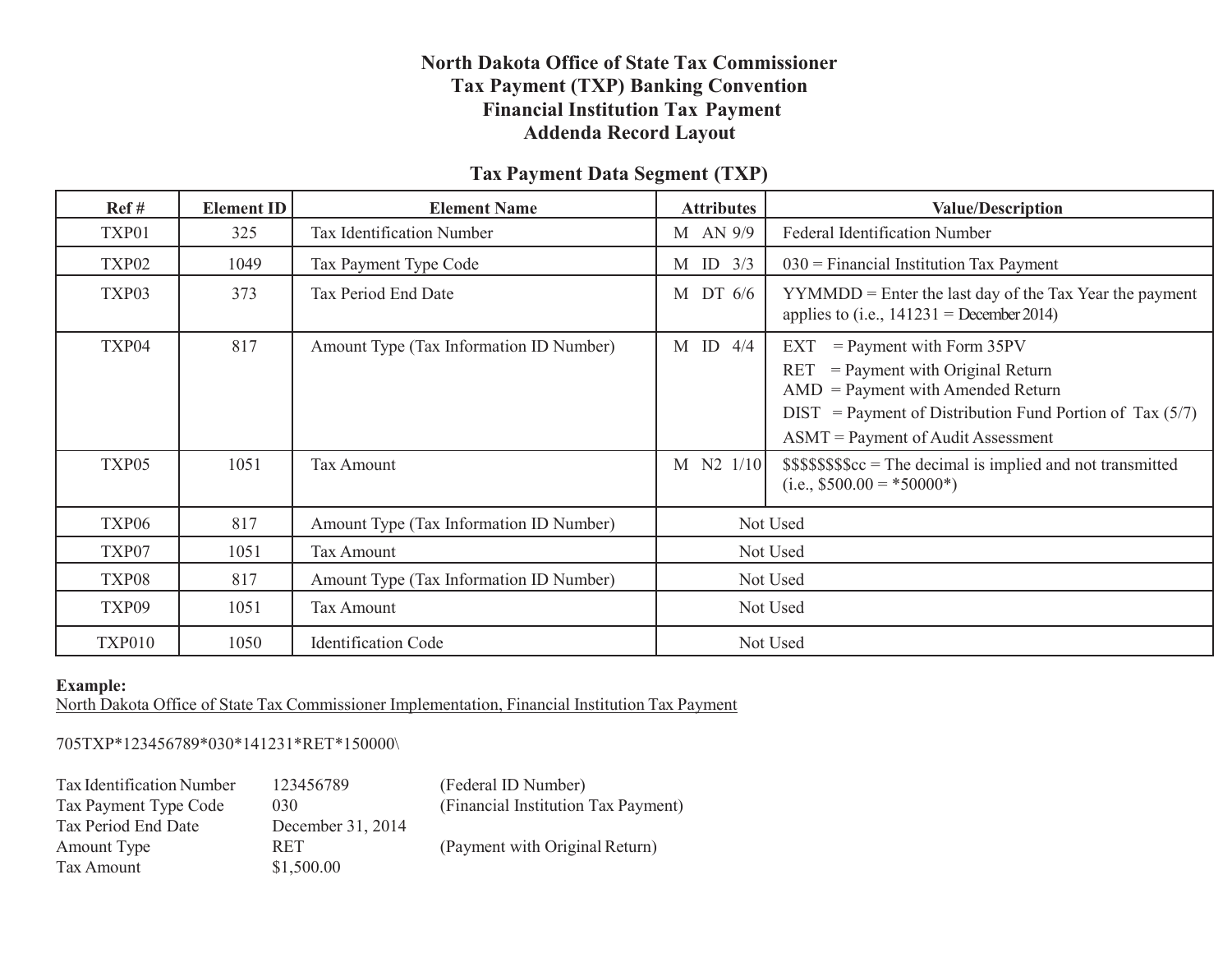# North Dakota Office of State Tax Commissioner
# Tax Payment (TXP) Banking Convention
# Financial Institution Tax Payment
# Addenda Record Layout

## Tax Payment Data Segment (TXP)

| Ref # | Element ID | Element Name | Attributes | Value/Description |
|---|---|---|---|---|
| TXP01 | 325 | Tax Identification Number | M AN 9/9 | Federal Identification Number |
| TXP02 | 1049 | Tax Payment Type Code | M ID 3/3 | 030 = Financial Institution Tax Payment |
| TXP03 | 373 | Tax Period End Date | M DT 6/6 | YYMMDD = Enter the last day of the Tax Year the payment applies to (i.e., 141231 = December 2014) |
| TXP04 | 817 | Amount Type (Tax Information ID Number) | M ID 4/4 | EXT = Payment with Form 35PV<br>RET = Payment with Original Return<br>AMD = Payment with Amended Return<br>DIST = Payment of Distribution Fund Portion of Tax (5/7)<br>ASMT = Payment of Audit Assessment |
| TXP05 | 1051 | Tax Amount | M N2 1/10 | $$$$$$$$cc = The decimal is implied and not transmitted (i.e., $500.00 = *50000*) |
| TXP06 | 817 | Amount Type (Tax Information ID Number) | Not Used | |
| TXP07 | 1051 | Tax Amount | Not Used | |
| TXP08 | 817 | Amount Type (Tax Information ID Number) | Not Used | |
| TXP09 | 1051 | Tax Amount | Not Used | |
| TXP010 | 1050 | Identification Code | Not Used | |

**Example:**
North Dakota Office of State Tax Commissioner Implementation, Financial Institution Tax Payment

705TXP*123456789*030*141231*RET*150000\

| | | |
|---|---|---|
| Tax Identification Number | 123456789 | (Federal ID Number) |
| Tax Payment Type Code | 030 | (Financial Institution Tax Payment) |
| Tax Period End Date | December 31, 2014 | |
| Amount Type | RET | (Payment with Original Return) |
| Tax Amount | $1,500.00 | |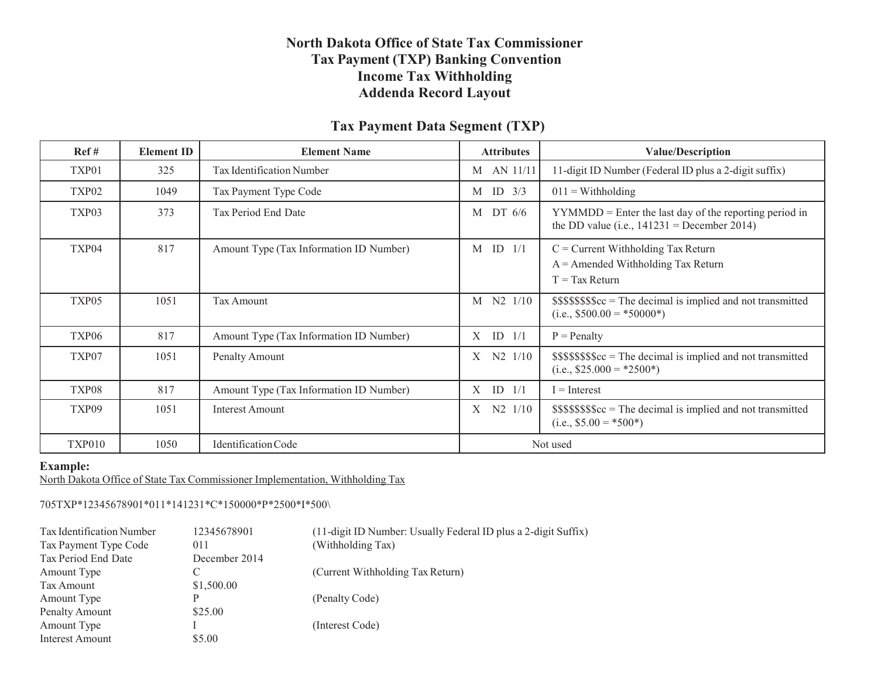# North Dakota Office of State Tax Commissioner
# Tax Payment (TXP) Banking Convention
# Income Tax Withholding
# Addenda Record Layout

## Tax Payment Data Segment (TXP)

| Ref # | Element ID | Element Name | Attributes | Value/Description |
|---|---|---|---|---|
| TXP01 | 325 | Tax Identification Number | M AN 11/11 | 11-digit ID Number (Federal ID plus a 2-digit suffix) |
| TXP02 | 1049 | Tax Payment Type Code | M ID 3/3 | 011 = Withholding |
| TXP03 | 373 | Tax Period End Date | M DT 6/6 | YYMMDD = Enter the last day of the reporting period in the DD value (i.e., 141231 = December 2014) |
| TXP04 | 817 | Amount Type (Tax Information ID Number) | M ID 1/1 | C = Current Withholding Tax Return<br>A = Amended Withholding Tax Return<br>T = Tax Return |
| TXP05 | 1051 | Tax Amount | M N2 1/10 | $$$$$$$$cc = The decimal is implied and not transmitted (i.e., $500.00 = *50000*) |
| TXP06 | 817 | Amount Type (Tax Information ID Number) | X ID 1/1 | P = Penalty |
| TXP07 | 1051 | Penalty Amount | X N2 1/10 | $$$$$$$$cc = The decimal is implied and not transmitted (i.e., $25.000 = *2500*) |
| TXP08 | 817 | Amount Type (Tax Information ID Number) | X ID 1/1 | I = Interest |
| TXP09 | 1051 | Interest Amount | X N2 1/10 | $$$$$$$$cc = The decimal is implied and not transmitted (i.e., $5.00 = *500*) |
| TXP010 | 1050 | Identification Code | Not used | |

**Example:**

North Dakota Office of State Tax Commissioner Implementation, Withholding Tax

705TXP*12345678901*011*141231*C*150000*P*2500*I*500\

| | | |
|---|---|---|
| Tax Identification Number | 12345678901 | (11-digit ID Number: Usually Federal ID plus a 2-digit Suffix) |
| Tax Payment Type Code | 011 | (Withholding Tax) |
| Tax Period End Date | December 2014 | |
| Amount Type | C | (Current Withholding Tax Return) |
| Tax Amount | $1,500.00 | |
| Amount Type | P | (Penalty Code) |
| Penalty Amount | $25.00 | |
| Amount Type | I | (Interest Code) |
| Interest Amount | $5.00 | |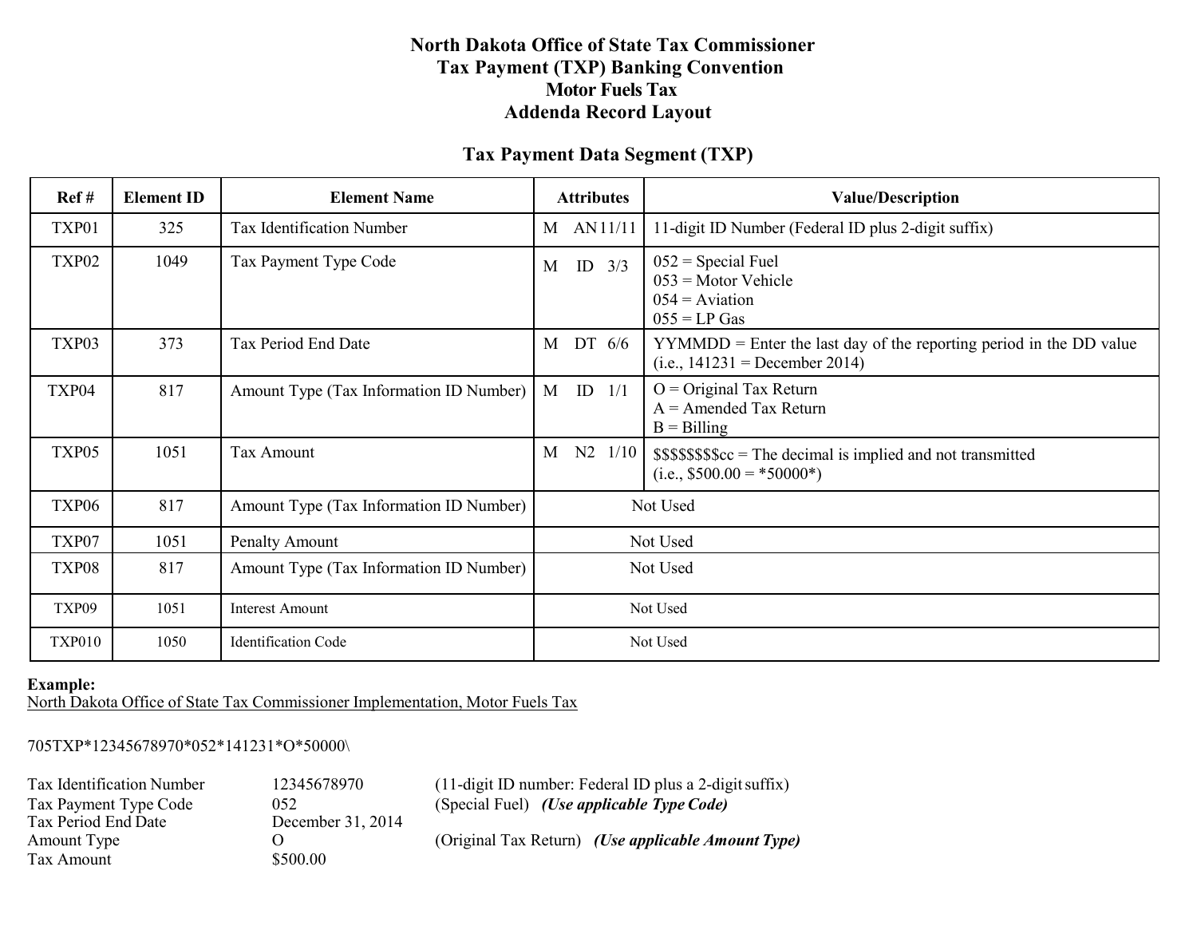# North Dakota Office of State Tax Commissioner
# Tax Payment (TXP) Banking Convention
# Motor Fuels Tax
# Addenda Record Layout

## Tax Payment Data Segment (TXP)

| Ref # | Element ID | Element Name | Attributes | Value/Description |
|---|---|---|---|---|
| TXP01 | 325 | Tax Identification Number | M AN11/11 | 11-digit ID Number (Federal ID plus 2-digit suffix) |
| TXP02 | 1049 | Tax Payment Type Code | M ID 3/3 | 052 = Special Fuel<br>053 = Motor Vehicle<br>054 = Aviation<br>055 = LP Gas |
| TXP03 | 373 | Tax Period End Date | M DT 6/6 | YYMMDD = Enter the last day of the reporting period in the DD value (i.e., 141231 = December 2014) |
| TXP04 | 817 | Amount Type (Tax Information ID Number) | M ID 1/1 | O = Original Tax Return<br>A = Amended Tax Return<br>B = Billing |
| TXP05 | 1051 | Tax Amount | M N2 1/10 | $$$$$$$$cc = The decimal is implied and not transmitted (i.e., $500.00 = *50000*) |
| TXP06 | 817 | Amount Type (Tax Information ID Number) | Not Used | |
| TXP07 | 1051 | Penalty Amount | Not Used | |
| TXP08 | 817 | Amount Type (Tax Information ID Number) | Not Used | |
| TXP09 | 1051 | Interest Amount | Not Used | |
| TXP010 | 1050 | Identification Code | Not Used | |

**Example:**
North Dakota Office of State Tax Commissioner Implementation, Motor Fuels Tax

705TXP*12345678970*052*141231*O*50000\

| | | |
|---|---|---|
| Tax Identification Number | 12345678970 | (11-digit ID number: Federal ID plus a 2-digit suffix) |
| Tax Payment Type Code | 052 | (Special Fuel) ***(Use applicable Type Code)*** |
| Tax Period End Date | December 31, 2014 | |
| Amount Type | O | (Original Tax Return) ***(Use applicable Amount Type)*** |
| Tax Amount | $500.00 | |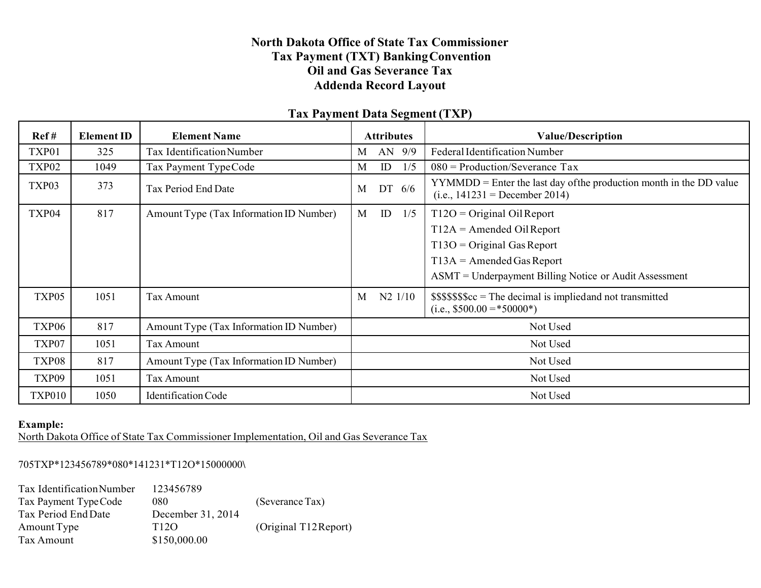# North Dakota Office of State Tax Commissioner
# Tax Payment (TXT) Banking Convention
# Oil and Gas Severance Tax
# Addenda Record Layout

## Tax Payment Data Segment (TXP)

| Ref # | Element ID | Element Name | Attributes | Value/Description |
|---|---|---|---|---|
| TXP01 | 325 | Tax Identification Number | M AN 9/9 | Federal Identification Number |
| TXP02 | 1049 | Tax Payment Type Code | M ID 1/5 | 080 = Production/Severance Tax |
| TXP03 | 373 | Tax Period End Date | M DT 6/6 | YYMMDD = Enter the last day of the production month in the DD value (i.e., 141231 = December 2014) |
| TXP04 | 817 | Amount Type (Tax Information ID Number) | M ID 1/5 | T12O = Original Oil Report<br>T12A = Amended Oil Report<br>T13O = Original Gas Report<br>T13A = Amended Gas Report<br>ASMT = Underpayment Billing Notice or Audit Assessment |
| TXP05 | 1051 | Tax Amount | M N2 1/10 | $$$$$$$cc = The decimal is implied and not transmitted (i.e., $500.00 = *50000*) |
| TXP06 | 817 | Amount Type (Tax Information ID Number) | Not Used | |
| TXP07 | 1051 | Tax Amount | Not Used | |
| TXP08 | 817 | Amount Type (Tax Information ID Number) | Not Used | |
| TXP09 | 1051 | Tax Amount | Not Used | |
| TXP010 | 1050 | Identification Code | Not Used | |

**Example:**
North Dakota Office of State Tax Commissioner Implementation, Oil and Gas Severance Tax

705TXP*123456789*080*141231*T12O*15000000\

| | | |
|---|---|---|
| Tax Identification Number | 123456789 | |
| Tax Payment Type Code | 080 | (Severance Tax) |
| Tax Period End Date | December 31, 2014 | |
| Amount Type | T12O | (Original T12 Report) |
| Tax Amount | $150,000.00 | |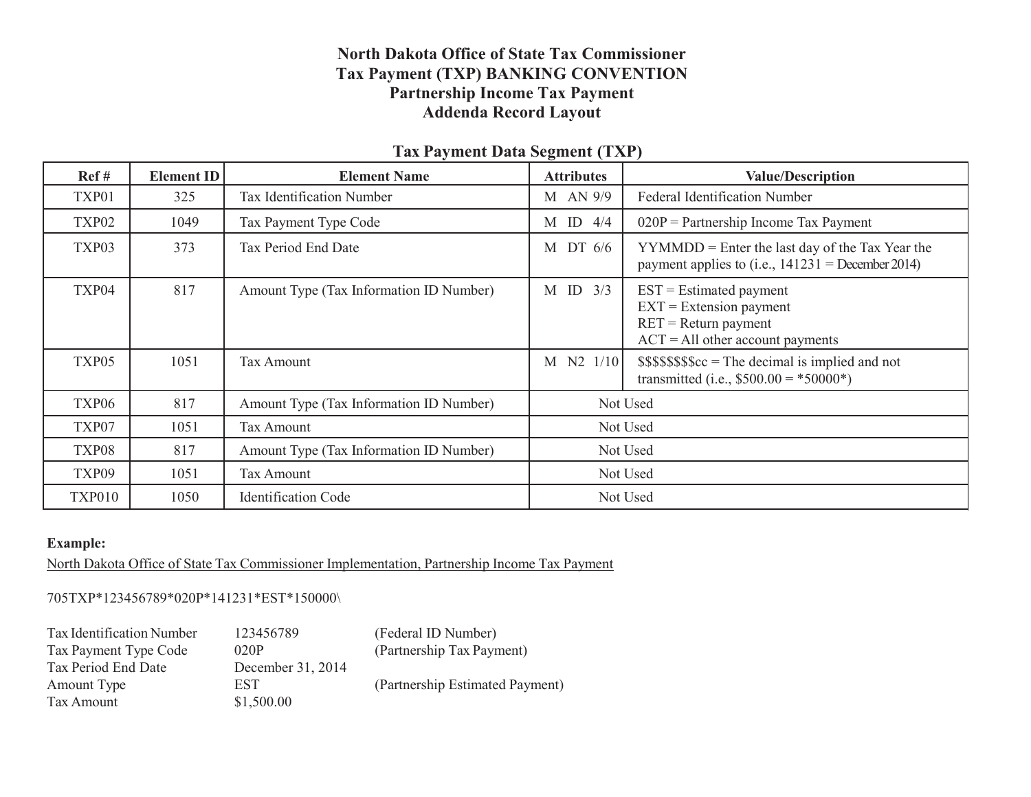# North Dakota Office of State Tax Commissioner
# Tax Payment (TXP) BANKING CONVENTION
# Partnership Income Tax Payment
# Addenda Record Layout

## Tax Payment Data Segment (TXP)

| Ref # | Element ID | Element Name | Attributes | Value/Description |
|---|---|---|---|---|
| TXP01 | 325 | Tax Identification Number | M AN 9/9 | Federal Identification Number |
| TXP02 | 1049 | Tax Payment Type Code | M ID 4/4 | 020P = Partnership Income Tax Payment |
| TXP03 | 373 | Tax Period End Date | M DT 6/6 | YYMMDD = Enter the last day of the Tax Year the payment applies to (i.e., 141231 = December 2014) |
| TXP04 | 817 | Amount Type (Tax Information ID Number) | M ID 3/3 | EST = Estimated payment<br>EXT = Extension payment<br>RET = Return payment<br>ACT = All other account payments |
| TXP05 | 1051 | Tax Amount | M N2 1/10 | $$$$$$$$cc = The decimal is implied and not transmitted (i.e., $500.00 = *50000*) |
| TXP06 | 817 | Amount Type (Tax Information ID Number) | Not Used | |
| TXP07 | 1051 | Tax Amount | Not Used | |
| TXP08 | 817 | Amount Type (Tax Information ID Number) | Not Used | |
| TXP09 | 1051 | Tax Amount | Not Used | |
| TXP010 | 1050 | Identification Code | Not Used | |

**Example:**

North Dakota Office of State Tax Commissioner Implementation, Partnership Income Tax Payment

705TXP*123456789*020P*141231*EST*150000\

| | | |
|---|---|---|
| Tax Identification Number | 123456789 | (Federal ID Number) |
| Tax Payment Type Code | 020P | (Partnership Tax Payment) |
| Tax Period End Date | December 31, 2014 | |
| Amount Type | EST | (Partnership Estimated Payment) |
| Tax Amount | $1,500.00 | |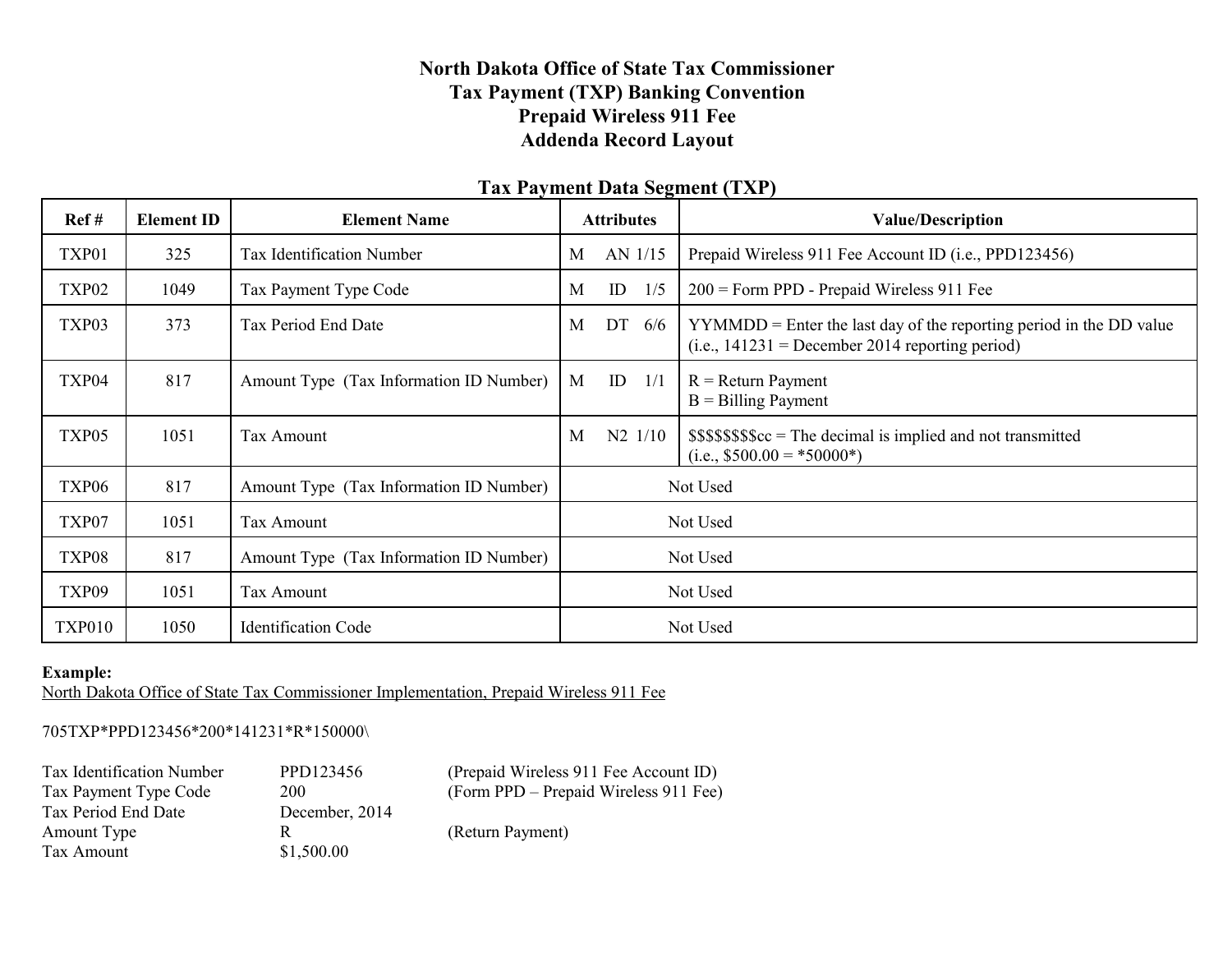# North Dakota Office of State Tax Commissioner
# Tax Payment (TXP) Banking Convention
# Prepaid Wireless 911 Fee
# Addenda Record Layout

## Tax Payment Data Segment (TXP)

| Ref # | Element ID | Element Name | Attributes | Value/Description |
|---|---|---|---|---|
| TXP01 | 325 | Tax Identification Number | M AN 1/15 | Prepaid Wireless 911 Fee Account ID (i.e., PPD123456) |
| TXP02 | 1049 | Tax Payment Type Code | M ID 1/5 | 200 = Form PPD - Prepaid Wireless 911 Fee |
| TXP03 | 373 | Tax Period End Date | M DT 6/6 | YYMMDD = Enter the last day of the reporting period in the DD value (i.e., 141231 = December 2014 reporting period) |
| TXP04 | 817 | Amount Type (Tax Information ID Number) | M ID 1/1 | R = Return Payment<br>B = Billing Payment |
| TXP05 | 1051 | Tax Amount | M N2 1/10 | $$$$$$$$cc = The decimal is implied and not transmitted (i.e., $500.00 = *50000*) |
| TXP06 | 817 | Amount Type (Tax Information ID Number) | Not Used | |
| TXP07 | 1051 | Tax Amount | Not Used | |
| TXP08 | 817 | Amount Type (Tax Information ID Number) | Not Used | |
| TXP09 | 1051 | Tax Amount | Not Used | |
| TXP010 | 1050 | Identification Code | Not Used | |

**Example:**

North Dakota Office of State Tax Commissioner Implementation, Prepaid Wireless 911 Fee

705TXP*PPD123456*200*141231*R*150000\

| | | |
|---|---|---|
| Tax Identification Number | PPD123456 | (Prepaid Wireless 911 Fee Account ID) |
| Tax Payment Type Code | 200 | (Form PPD – Prepaid Wireless 911 Fee) |
| Tax Period End Date | December, 2014 | |
| Amount Type | R | (Return Payment) |
| Tax Amount | $1,500.00 | |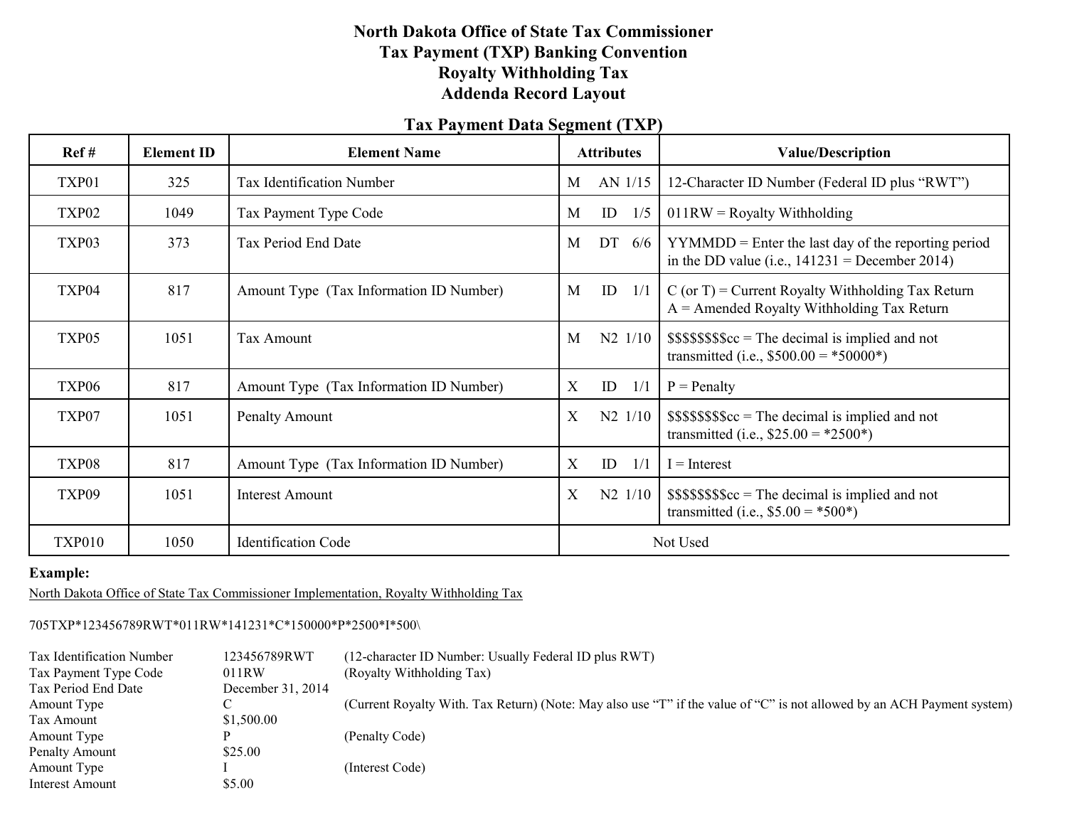# North Dakota Office of State Tax Commissioner
# Tax Payment (TXP) Banking Convention
# Royalty Withholding Tax
# Addenda Record Layout

## Tax Payment Data Segment (TXP)

| Ref # | Element ID | Element Name | Attributes | Value/Description |
|---|---|---|---|---|
| TXP01 | 325 | Tax Identification Number | M AN 1/15 | 12-Character ID Number (Federal ID plus "RWT") |
| TXP02 | 1049 | Tax Payment Type Code | M ID 1/5 | 011RW = Royalty Withholding |
| TXP03 | 373 | Tax Period End Date | M DT 6/6 | YYMMDD = Enter the last day of the reporting period in the DD value (i.e., 141231 = December 2014) |
| TXP04 | 817 | Amount Type (Tax Information ID Number) | M ID 1/1 | C (or T) = Current Royalty Withholding Tax Return<br>A = Amended Royalty Withholding Tax Return |
| TXP05 | 1051 | Tax Amount | M N2 1/10 | $$$$$$$$cc = The decimal is implied and not transmitted (i.e., $500.00 = *50000*) |
| TXP06 | 817 | Amount Type (Tax Information ID Number) | X ID 1/1 | P = Penalty |
| TXP07 | 1051 | Penalty Amount | X N2 1/10 | $$$$$$$$cc = The decimal is implied and not transmitted (i.e., $25.00 = *2500*) |
| TXP08 | 817 | Amount Type (Tax Information ID Number) | X ID 1/1 | I = Interest |
| TXP09 | 1051 | Interest Amount | X N2 1/10 | $$$$$$$$cc = The decimal is implied and not transmitted (i.e., $5.00 = *500*) |
| TXP010 | 1050 | Identification Code | Not Used | |

**Example:**

North Dakota Office of State Tax Commissioner Implementation, Royalty Withholding Tax

705TXP*123456789RWT*011RW*141231*C*150000*P*2500*I*500\

| | | |
|---|---|---|
| Tax Identification Number | 123456789RWT | (12-character ID Number: Usually Federal ID plus RWT) |
| Tax Payment Type Code | 011RW | (Royalty Withholding Tax) |
| Tax Period End Date | December 31, 2014 | |
| Amount Type | C | (Current Royalty With. Tax Return) (Note: May also use "T" if the value of "C" is not allowed by an ACH Payment system) |
| Tax Amount | $1,500.00 | |
| Amount Type | P | (Penalty Code) |
| Penalty Amount | $25.00 | |
| Amount Type | I | (Interest Code) |
| Interest Amount | $5.00 | |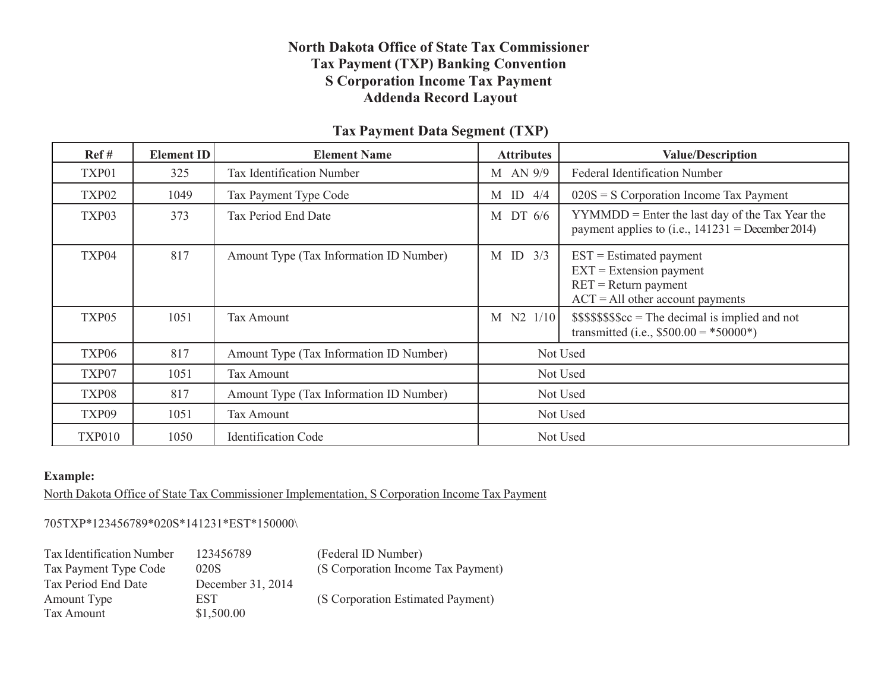# North Dakota Office of State Tax Commissioner
# Tax Payment (TXP) Banking Convention
# S Corporation Income Tax Payment
# Addenda Record Layout

## Tax Payment Data Segment (TXP)

| Ref # | Element ID | Element Name | Attributes | Value/Description |
|---|---|---|---|---|
| TXP01 | 325 | Tax Identification Number | M AN 9/9 | Federal Identification Number |
| TXP02 | 1049 | Tax Payment Type Code | M ID 4/4 | 020S = S Corporation Income Tax Payment |
| TXP03 | 373 | Tax Period End Date | M DT 6/6 | YYMMDD = Enter the last day of the Tax Year the payment applies to (i.e., 141231 = December 2014) |
| TXP04 | 817 | Amount Type (Tax Information ID Number) | M ID 3/3 | EST = Estimated payment<br>EXT = Extension payment<br>RET = Return payment<br>ACT = All other account payments |
| TXP05 | 1051 | Tax Amount | M N2 1/10 | $$$$$$$$cc = The decimal is implied and not transmitted (i.e., $500.00 = *50000*) |
| TXP06 | 817 | Amount Type (Tax Information ID Number) | Not Used | |
| TXP07 | 1051 | Tax Amount | Not Used | |
| TXP08 | 817 | Amount Type (Tax Information ID Number) | Not Used | |
| TXP09 | 1051 | Tax Amount | Not Used | |
| TXP010 | 1050 | Identification Code | Not Used | |

**Example:**

North Dakota Office of State Tax Commissioner Implementation, S Corporation Income Tax Payment

705TXP*123456789*020S*141231*EST*150000\

| | | |
|---|---|---|
| Tax Identification Number | 123456789 | (Federal ID Number) |
| Tax Payment Type Code | 020S | (S Corporation Income Tax Payment) |
| Tax Period End Date | December 31, 2014 | |
| Amount Type | EST | (S Corporation Estimated Payment) |
| Tax Amount | $1,500.00 | |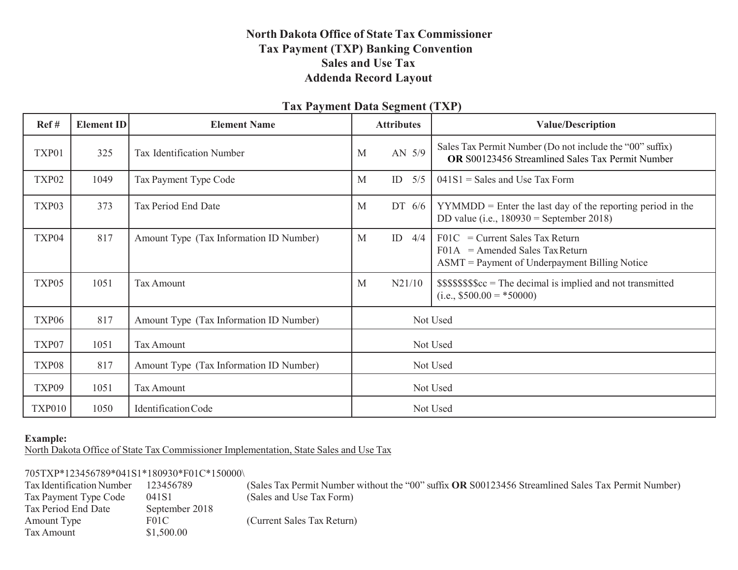# North Dakota Office of State Tax Commissioner
# Tax Payment (TXP) Banking Convention
# Sales and Use Tax
# Addenda Record Layout

## Tax Payment Data Segment (TXP)

| Ref # | Element ID | Element Name | Attributes | | Value/Description |
|---|---|---|---|---|---|
| TXP01 | 325 | Tax Identification Number | M | AN 5/9 | Sales Tax Permit Number (Do not include the "00" suffix) **OR** S00123456 Streamlined Sales Tax Permit Number |
| TXP02 | 1049 | Tax Payment Type Code | M | ID 5/5 | 041S1 = Sales and Use Tax Form |
| TXP03 | 373 | Tax Period End Date | M | DT 6/6 | YYMMDD = Enter the last day of the reporting period in the DD value (i.e., 180930 = September 2018) |
| TXP04 | 817 | Amount Type (Tax Information ID Number) | M | ID 4/4 | F01C = Current Sales Tax Return<br>F01A = Amended Sales Tax Return<br>ASMT = Payment of Underpayment Billing Notice |
| TXP05 | 1051 | Tax Amount | M | N21/10 | $$$$$$$$cc = The decimal is implied and not transmitted (i.e., $500.00 = *50000) |
| TXP06 | 817 | Amount Type (Tax Information ID Number) | Not Used | | |
| TXP07 | 1051 | Tax Amount | Not Used | | |
| TXP08 | 817 | Amount Type (Tax Information ID Number) | Not Used | | |
| TXP09 | 1051 | Tax Amount | Not Used | | |
| TXP010 | 1050 | Identification Code | Not Used | | |

**Example:**
North Dakota Office of State Tax Commissioner Implementation, State Sales and Use Tax

705TXP*123456789*041S1*180930*F01C*150000\

| | | |
|---|---|---|
| Tax Identification Number | 123456789 | (Sales Tax Permit Number without the "00" suffix **OR** S00123456 Streamlined Sales Tax Permit Number) |
| Tax Payment Type Code | 041S1 | (Sales and Use Tax Form) |
| Tax Period End Date | September 2018 | |
| Amount Type | F01C | (Current Sales Tax Return) |
| Tax Amount | $1,500.00 | |